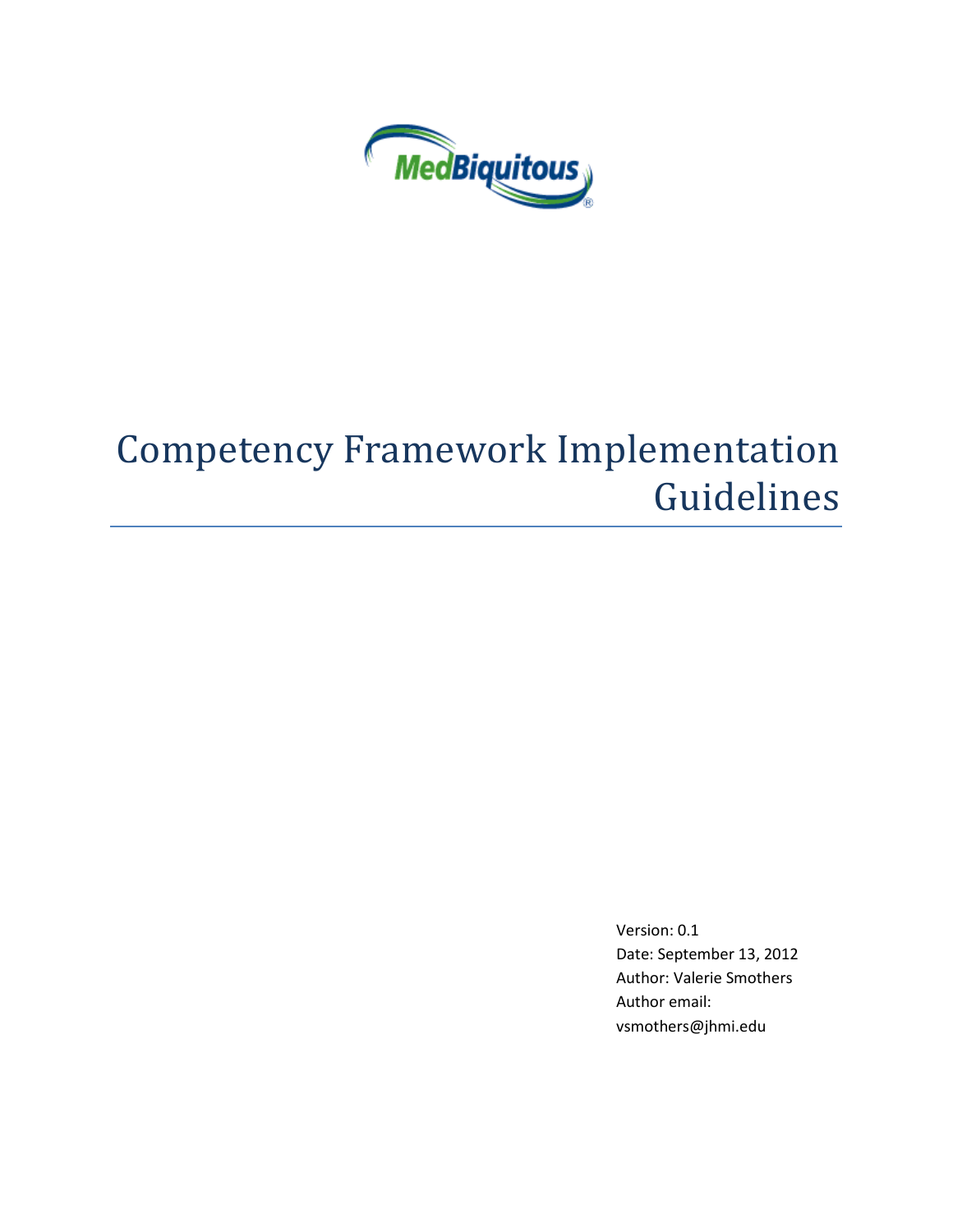MedBiquitous

# Competency Framework Implementation Guidelines

Version: 0.1

Date: September 13, 2012

Author: Valerie Smothers

Author email: vsmothers@jhmi.edu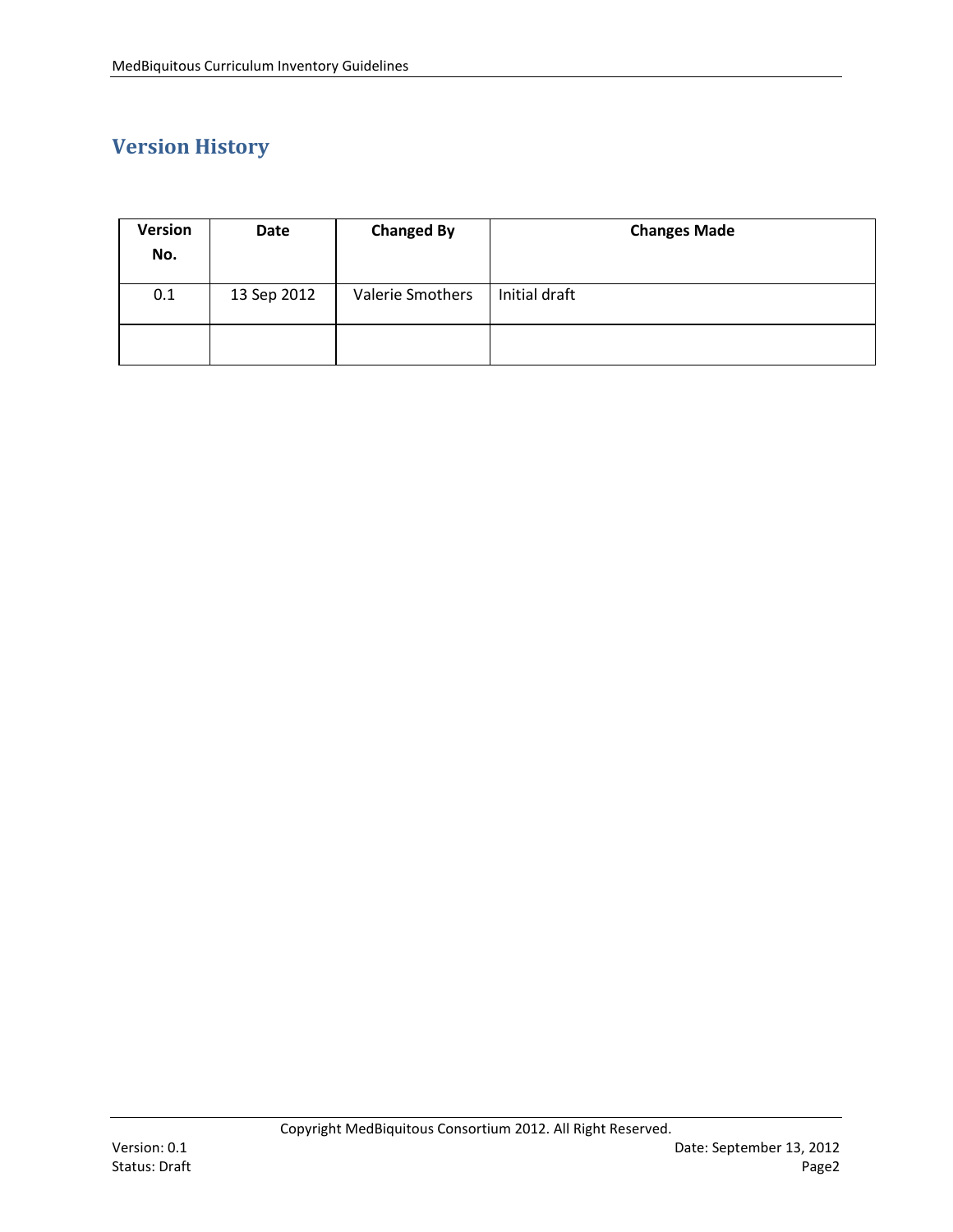## Version History

| Version No. | Date | Changed By | Changes Made |
|---|---|---|---|
| 0.1 | 13 Sep 2012 | Valerie Smothers | Initial draft |
| | | | |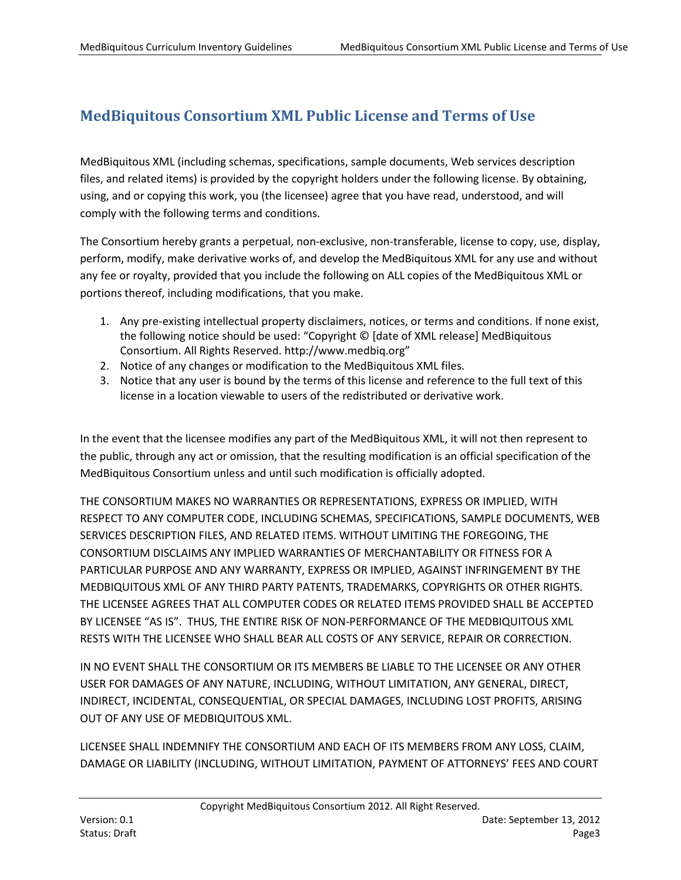# MedBiquitous Consortium XML Public License and Terms of Use

MedBiquitous XML (including schemas, specifications, sample documents, Web services description files, and related items) is provided by the copyright holders under the following license. By obtaining, using, and or copying this work, you (the licensee) agree that you have read, understood, and will comply with the following terms and conditions.

The Consortium hereby grants a perpetual, non-exclusive, non-transferable, license to copy, use, display, perform, modify, make derivative works of, and develop the MedBiquitous XML for any use and without any fee or royalty, provided that you include the following on ALL copies of the MedBiquitous XML or portions thereof, including modifications, that you make.

1. Any pre-existing intellectual property disclaimers, notices, or terms and conditions. If none exist, the following notice should be used: “Copyright © [date of XML release] MedBiquitous Consortium. All Rights Reserved. http://www.medbiq.org”
2. Notice of any changes or modification to the MedBiquitous XML files.
3. Notice that any user is bound by the terms of this license and reference to the full text of this license in a location viewable to users of the redistributed or derivative work.

In the event that the licensee modifies any part of the MedBiquitous XML, it will not then represent to the public, through any act or omission, that the resulting modification is an official specification of the MedBiquitous Consortium unless and until such modification is officially adopted.

THE CONSORTIUM MAKES NO WARRANTIES OR REPRESENTATIONS, EXPRESS OR IMPLIED, WITH RESPECT TO ANY COMPUTER CODE, INCLUDING SCHEMAS, SPECIFICATIONS, SAMPLE DOCUMENTS, WEB SERVICES DESCRIPTION FILES, AND RELATED ITEMS. WITHOUT LIMITING THE FOREGOING, THE CONSORTIUM DISCLAIMS ANY IMPLIED WARRANTIES OF MERCHANTABILITY OR FITNESS FOR A PARTICULAR PURPOSE AND ANY WARRANTY, EXPRESS OR IMPLIED, AGAINST INFRINGEMENT BY THE MEDBIQUITOUS XML OF ANY THIRD PARTY PATENTS, TRADEMARKS, COPYRIGHTS OR OTHER RIGHTS. THE LICENSEE AGREES THAT ALL COMPUTER CODES OR RELATED ITEMS PROVIDED SHALL BE ACCEPTED BY LICENSEE “AS IS”. THUS, THE ENTIRE RISK OF NON-PERFORMANCE OF THE MEDBIQUITOUS XML RESTS WITH THE LICENSEE WHO SHALL BEAR ALL COSTS OF ANY SERVICE, REPAIR OR CORRECTION.

IN NO EVENT SHALL THE CONSORTIUM OR ITS MEMBERS BE LIABLE TO THE LICENSEE OR ANY OTHER USER FOR DAMAGES OF ANY NATURE, INCLUDING, WITHOUT LIMITATION, ANY GENERAL, DIRECT, INDIRECT, INCIDENTAL, CONSEQUENTIAL, OR SPECIAL DAMAGES, INCLUDING LOST PROFITS, ARISING OUT OF ANY USE OF MEDBIQUITOUS XML.

LICENSEE SHALL INDEMNIFY THE CONSORTIUM AND EACH OF ITS MEMBERS FROM ANY LOSS, CLAIM, DAMAGE OR LIABILITY (INCLUDING, WITHOUT LIMITATION, PAYMENT OF ATTORNEYS’ FEES AND COURT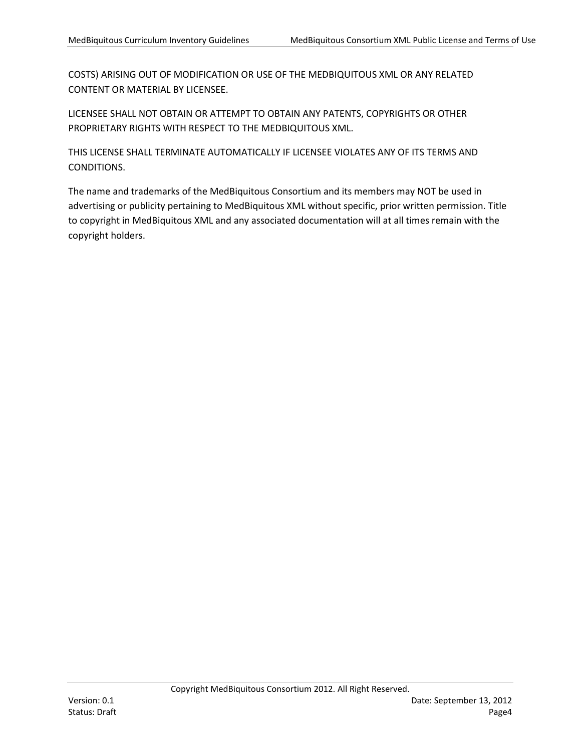COSTS) ARISING OUT OF MODIFICATION OR USE OF THE MEDBIQUITOUS XML OR ANY RELATED CONTENT OR MATERIAL BY LICENSEE.

LICENSEE SHALL NOT OBTAIN OR ATTEMPT TO OBTAIN ANY PATENTS, COPYRIGHTS OR OTHER PROPRIETARY RIGHTS WITH RESPECT TO THE MEDBIQUITOUS XML.

THIS LICENSE SHALL TERMINATE AUTOMATICALLY IF LICENSEE VIOLATES ANY OF ITS TERMS AND CONDITIONS.

The name and trademarks of the MedBiquitous Consortium and its members may NOT be used in advertising or publicity pertaining to MedBiquitous XML without specific, prior written permission. Title to copyright in MedBiquitous XML and any associated documentation will at all times remain with the copyright holders.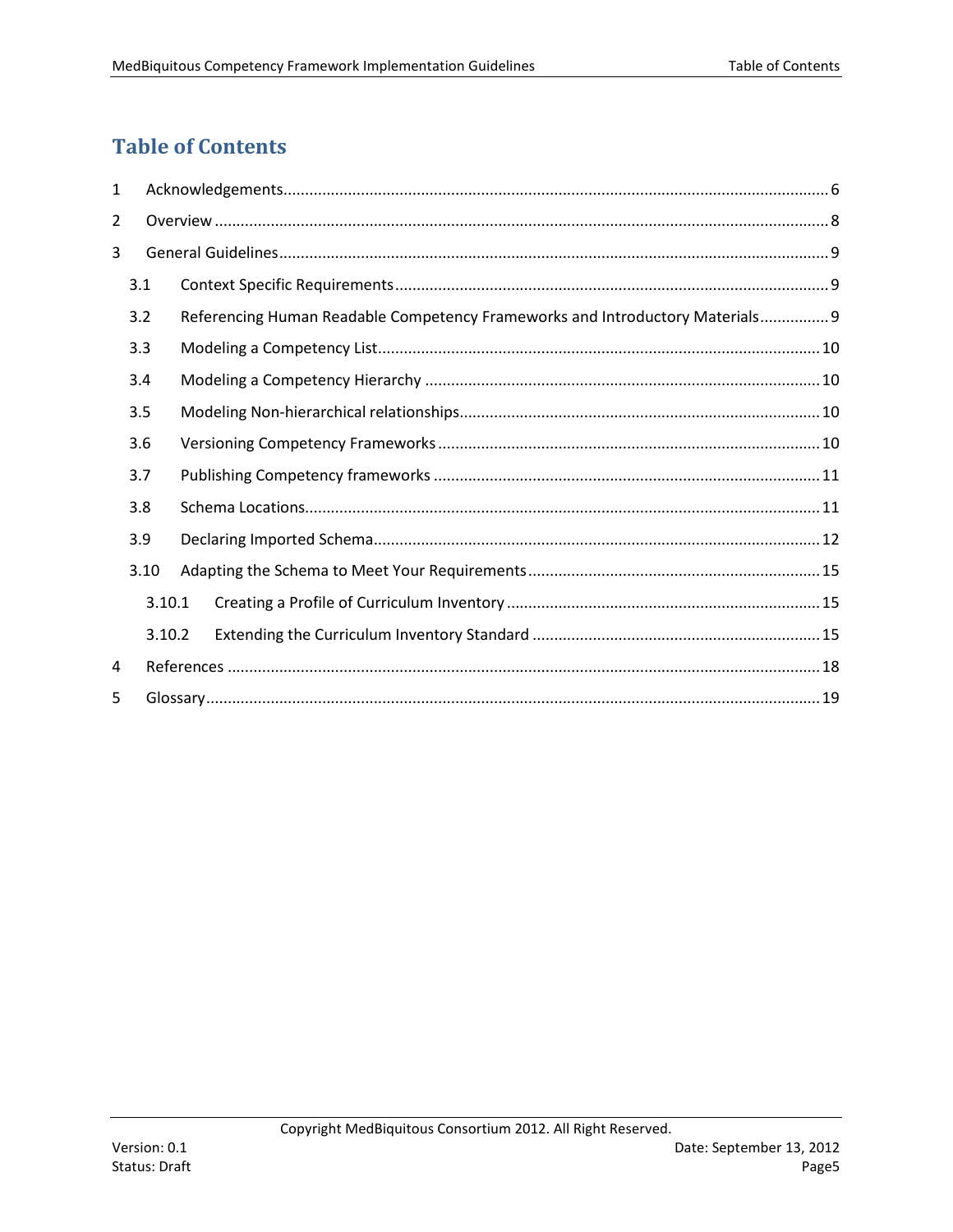# Table of Contents

1 Acknowledgements ........................................................................................................................ 6

2 Overview ........................................................................................................................................ 8

3 General Guidelines ......................................................................................................................... 9

- 3.1 Context Specific Requirements ............................................................................................... 9
- 3.2 Referencing Human Readable Competency Frameworks and Introductory Materials ................ 9
- 3.3 Modeling a Competency List ................................................................................................. 10
- 3.4 Modeling a Competency Hierarchy ....................................................................................... 10
- 3.5 Modeling Non-hierarchical relationships ............................................................................... 10
- 3.6 Versioning Competency Frameworks .................................................................................... 10
- 3.7 Publishing Competency frameworks ..................................................................................... 11
- 3.8 Schema Locations .................................................................................................................. 11
- 3.9 Declaring Imported Schema .................................................................................................. 12
- 3.10 Adapting the Schema to Meet Your Requirements ............................................................... 15
  - 3.10.1 Creating a Profile of Curriculum Inventory ..................................................................... 15
  - 3.10.2 Extending the Curriculum Inventory Standard ............................................................... 15

4 References .................................................................................................................................... 18

5 Glossary ........................................................................................................................................ 19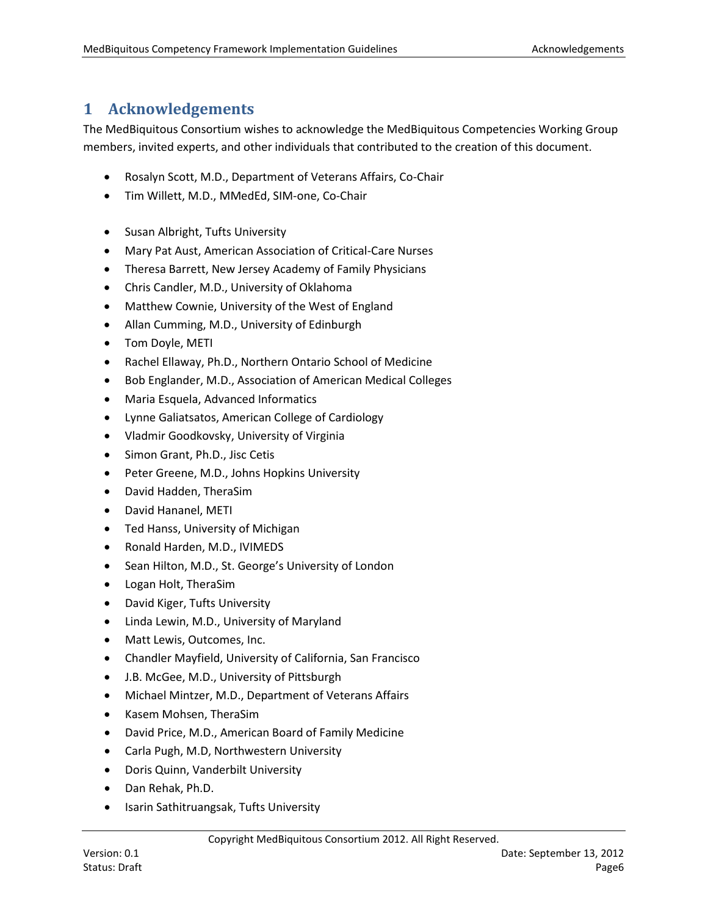# 1 Acknowledgements

The MedBiquitous Consortium wishes to acknowledge the MedBiquitous Competencies Working Group members, invited experts, and other individuals that contributed to the creation of this document.

- Rosalyn Scott, M.D., Department of Veterans Affairs, Co-Chair
- Tim Willett, M.D., MMedEd, SIM-one, Co-Chair

- Susan Albright, Tufts University
- Mary Pat Aust, American Association of Critical-Care Nurses
- Theresa Barrett, New Jersey Academy of Family Physicians
- Chris Candler, M.D., University of Oklahoma
- Matthew Cownie, University of the West of England
- Allan Cumming, M.D., University of Edinburgh
- Tom Doyle, METI
- Rachel Ellaway, Ph.D., Northern Ontario School of Medicine
- Bob Englander, M.D., Association of American Medical Colleges
- Maria Esquela, Advanced Informatics
- Lynne Galiatsatos, American College of Cardiology
- Vladmir Goodkovsky, University of Virginia
- Simon Grant, Ph.D., Jisc Cetis
- Peter Greene, M.D., Johns Hopkins University
- David Hadden, TheraSim
- David Hananel, METI
- Ted Hanss, University of Michigan
- Ronald Harden, M.D., IVIMEDS
- Sean Hilton, M.D., St. George's University of London
- Logan Holt, TheraSim
- David Kiger, Tufts University
- Linda Lewin, M.D., University of Maryland
- Matt Lewis, Outcomes, Inc.
- Chandler Mayfield, University of California, San Francisco
- J.B. McGee, M.D., University of Pittsburgh
- Michael Mintzer, M.D., Department of Veterans Affairs
- Kasem Mohsen, TheraSim
- David Price, M.D., American Board of Family Medicine
- Carla Pugh, M.D, Northwestern University
- Doris Quinn, Vanderbilt University
- Dan Rehak, Ph.D.
- Isarin Sathitruangsak, Tufts University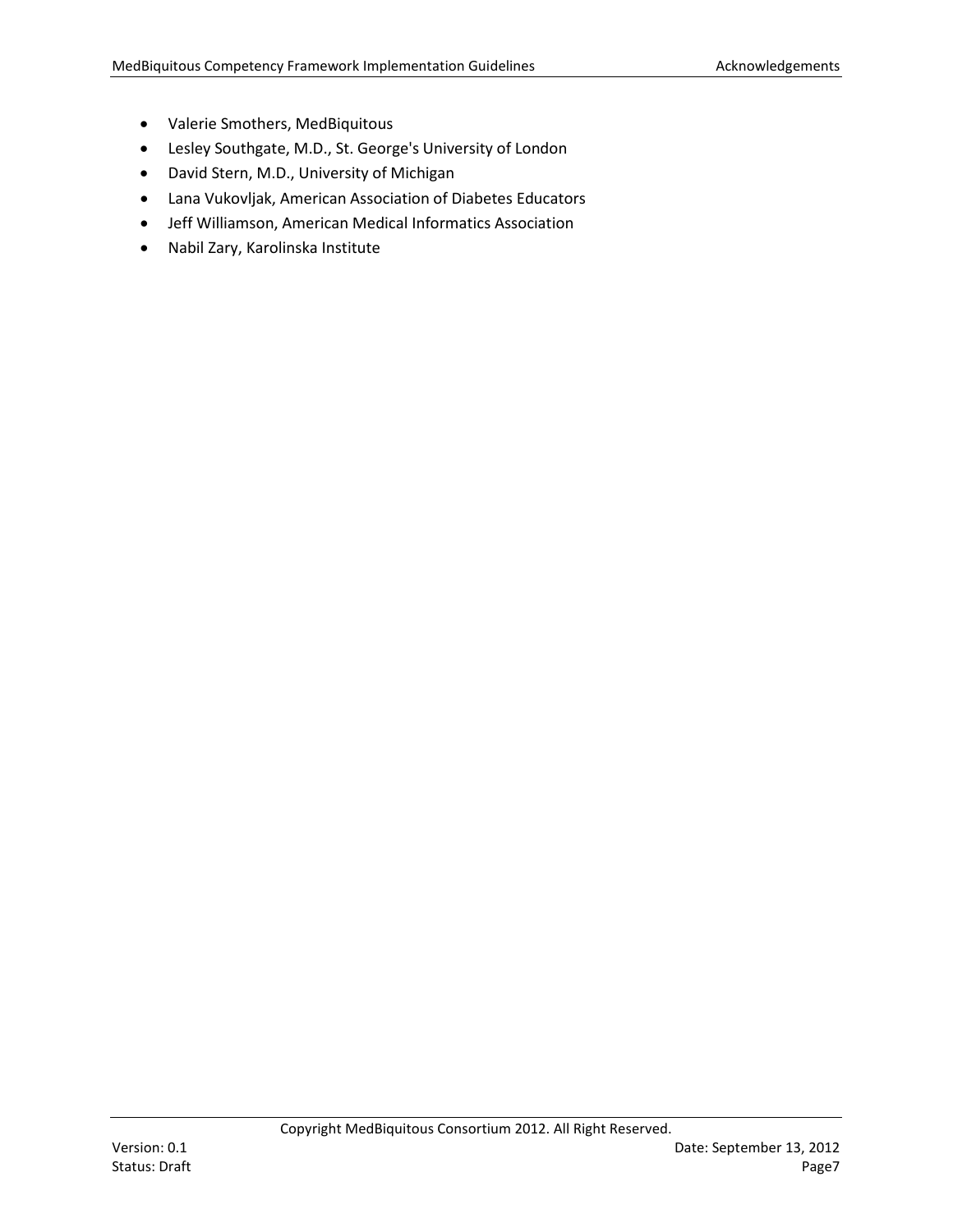- Valerie Smothers, MedBiquitous
- Lesley Southgate, M.D., St. George's University of London
- David Stern, M.D., University of Michigan
- Lana Vukovljak, American Association of Diabetes Educators
- Jeff Williamson, American Medical Informatics Association
- Nabil Zary, Karolinska Institute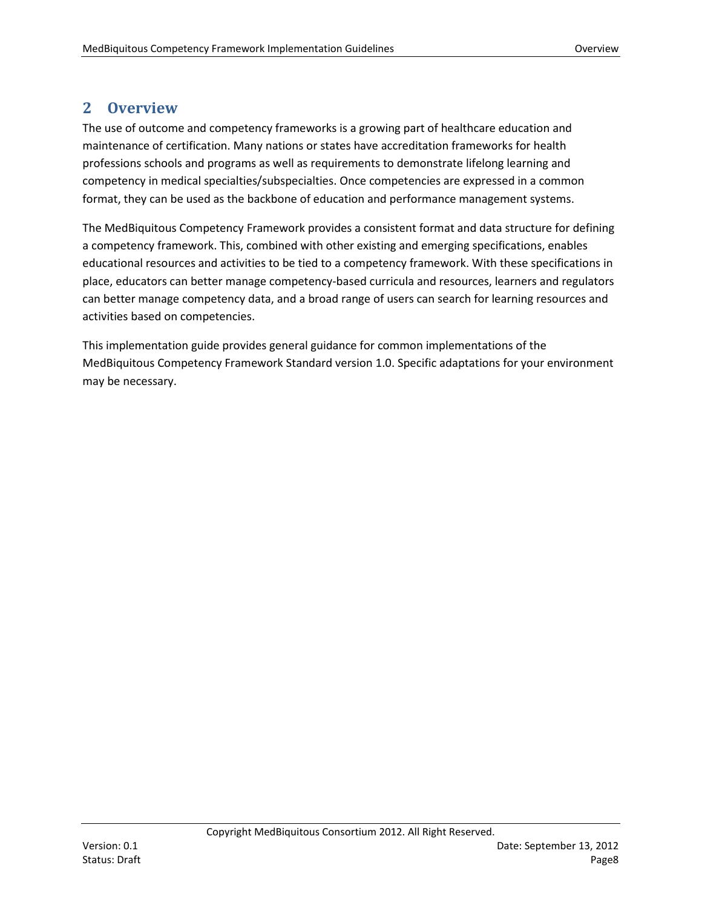## 2 Overview

The use of outcome and competency frameworks is a growing part of healthcare education and maintenance of certification. Many nations or states have accreditation frameworks for health professions schools and programs as well as requirements to demonstrate lifelong learning and competency in medical specialties/subspecialties. Once competencies are expressed in a common format, they can be used as the backbone of education and performance management systems.

The MedBiquitous Competency Framework provides a consistent format and data structure for defining a competency framework. This, combined with other existing and emerging specifications, enables educational resources and activities to be tied to a competency framework. With these specifications in place, educators can better manage competency-based curricula and resources, learners and regulators can better manage competency data, and a broad range of users can search for learning resources and activities based on competencies.

This implementation guide provides general guidance for common implementations of the MedBiquitous Competency Framework Standard version 1.0. Specific adaptations for your environment may be necessary.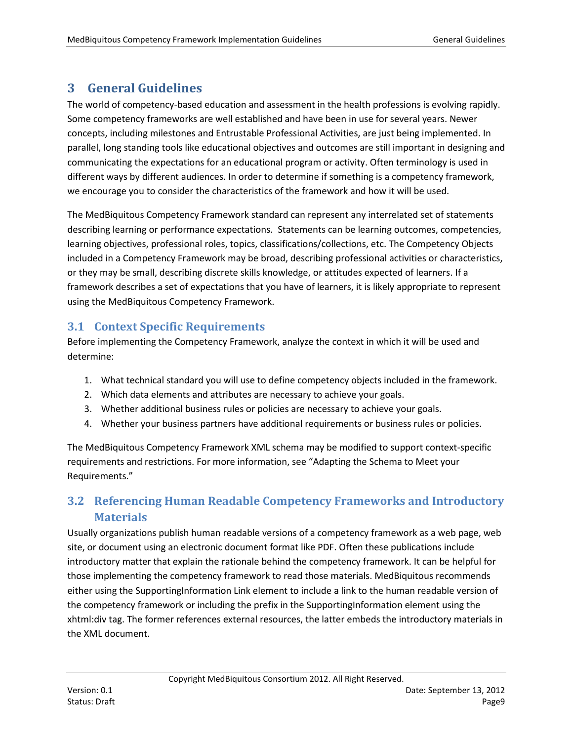# 3 General Guidelines

The world of competency-based education and assessment in the health professions is evolving rapidly. Some competency frameworks are well established and have been in use for several years. Newer concepts, including milestones and Entrustable Professional Activities, are just being implemented. In parallel, long standing tools like educational objectives and outcomes are still important in designing and communicating the expectations for an educational program or activity. Often terminology is used in different ways by different audiences. In order to determine if something is a competency framework, we encourage you to consider the characteristics of the framework and how it will be used.

The MedBiquitous Competency Framework standard can represent any interrelated set of statements describing learning or performance expectations. Statements can be learning outcomes, competencies, learning objectives, professional roles, topics, classifications/collections, etc. The Competency Objects included in a Competency Framework may be broad, describing professional activities or characteristics, or they may be small, describing discrete skills knowledge, or attitudes expected of learners. If a framework describes a set of expectations that you have of learners, it is likely appropriate to represent using the MedBiquitous Competency Framework.

## 3.1 Context Specific Requirements

Before implementing the Competency Framework, analyze the context in which it will be used and determine:

1. What technical standard you will use to define competency objects included in the framework.
2. Which data elements and attributes are necessary to achieve your goals.
3. Whether additional business rules or policies are necessary to achieve your goals.
4. Whether your business partners have additional requirements or business rules or policies.

The MedBiquitous Competency Framework XML schema may be modified to support context-specific requirements and restrictions. For more information, see “Adapting the Schema to Meet your Requirements.”

## 3.2 Referencing Human Readable Competency Frameworks and Introductory Materials

Usually organizations publish human readable versions of a competency framework as a web page, web site, or document using an electronic document format like PDF. Often these publications include introductory matter that explain the rationale behind the competency framework. It can be helpful for those implementing the competency framework to read those materials. MedBiquitous recommends either using the SupportingInformation Link element to include a link to the human readable version of the competency framework or including the prefix in the SupportingInformation element using the xhtml:div tag. The former references external resources, the latter embeds the introductory materials in the XML document.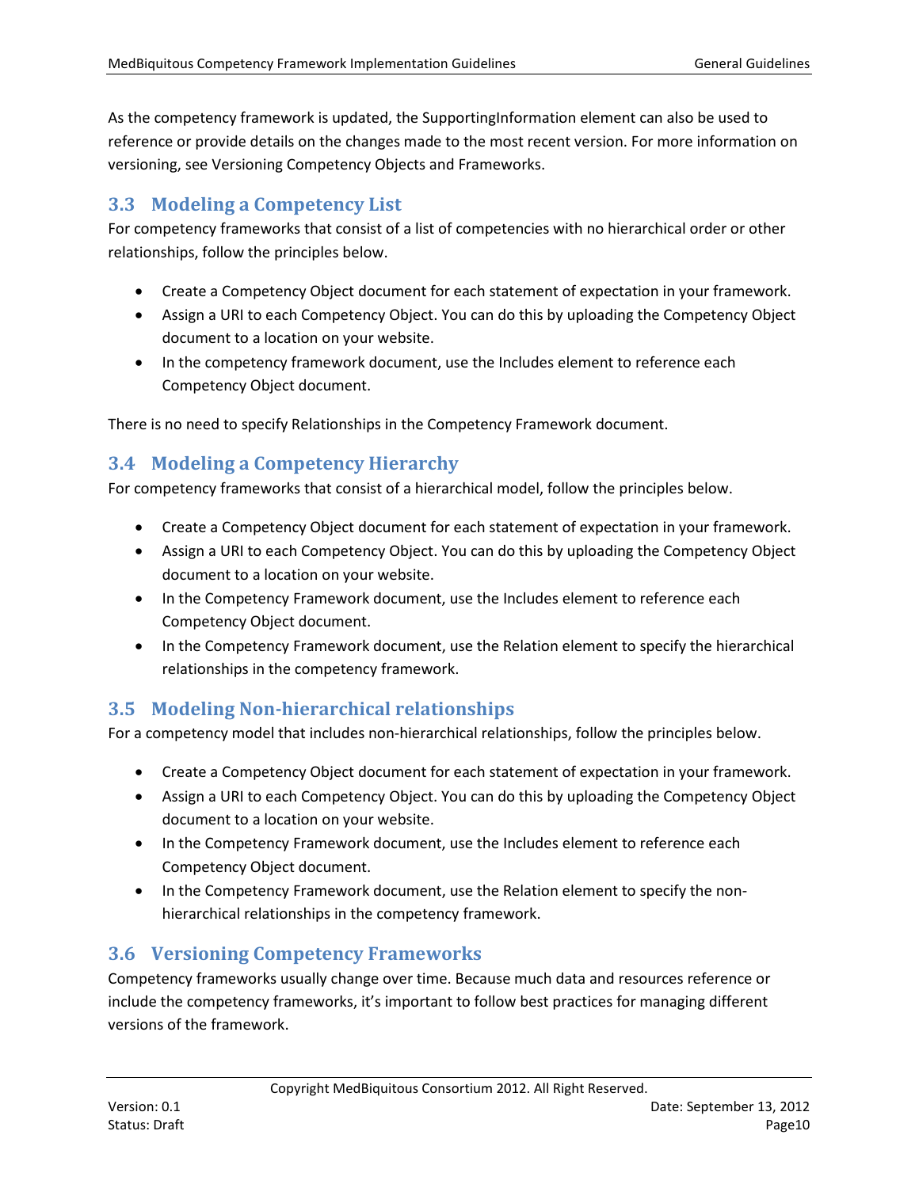As the competency framework is updated, the SupportingInformation element can also be used to reference or provide details on the changes made to the most recent version. For more information on versioning, see Versioning Competency Objects and Frameworks.

## 3.3 Modeling a Competency List

For competency frameworks that consist of a list of competencies with no hierarchical order or other relationships, follow the principles below.

- Create a Competency Object document for each statement of expectation in your framework.
- Assign a URI to each Competency Object. You can do this by uploading the Competency Object document to a location on your website.
- In the competency framework document, use the Includes element to reference each Competency Object document.

There is no need to specify Relationships in the Competency Framework document.

## 3.4 Modeling a Competency Hierarchy

For competency frameworks that consist of a hierarchical model, follow the principles below.

- Create a Competency Object document for each statement of expectation in your framework.
- Assign a URI to each Competency Object. You can do this by uploading the Competency Object document to a location on your website.
- In the Competency Framework document, use the Includes element to reference each Competency Object document.
- In the Competency Framework document, use the Relation element to specify the hierarchical relationships in the competency framework.

## 3.5 Modeling Non-hierarchical relationships

For a competency model that includes non-hierarchical relationships, follow the principles below.

- Create a Competency Object document for each statement of expectation in your framework.
- Assign a URI to each Competency Object. You can do this by uploading the Competency Object document to a location on your website.
- In the Competency Framework document, use the Includes element to reference each Competency Object document.
- In the Competency Framework document, use the Relation element to specify the non-hierarchical relationships in the competency framework.

## 3.6 Versioning Competency Frameworks

Competency frameworks usually change over time. Because much data and resources reference or include the competency frameworks, it's important to follow best practices for managing different versions of the framework.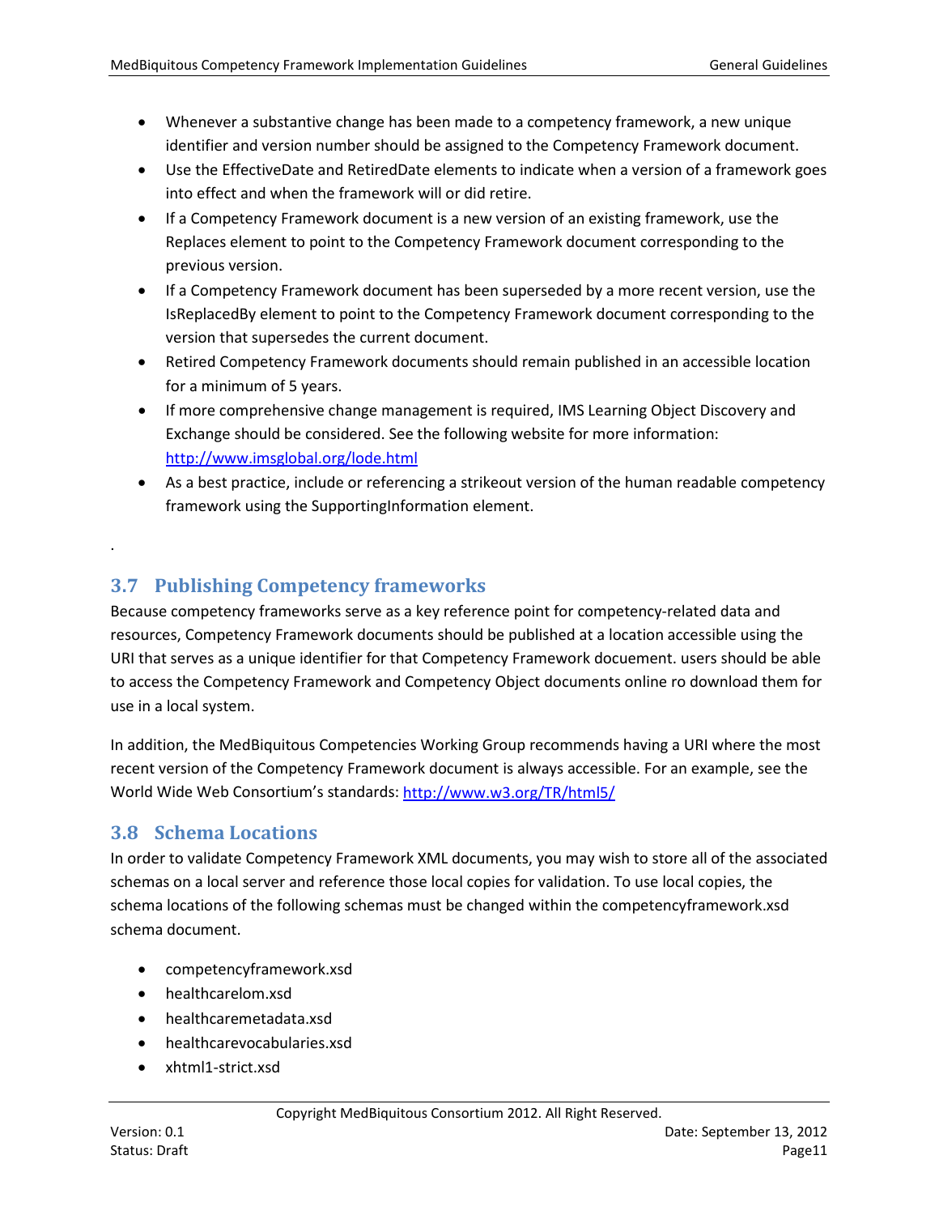- Whenever a substantive change has been made to a competency framework, a new unique identifier and version number should be assigned to the Competency Framework document.
- Use the EffectiveDate and RetiredDate elements to indicate when a version of a framework goes into effect and when the framework will or did retire.
- If a Competency Framework document is a new version of an existing framework, use the Replaces element to point to the Competency Framework document corresponding to the previous version.
- If a Competency Framework document has been superseded by a more recent version, use the IsReplacedBy element to point to the Competency Framework document corresponding to the version that supersedes the current document.
- Retired Competency Framework documents should remain published in an accessible location for a minimum of 5 years.
- If more comprehensive change management is required, IMS Learning Object Discovery and Exchange should be considered. See the following website for more information: http://www.imsglobal.org/lode.html
- As a best practice, include or referencing a strikeout version of the human readable competency framework using the SupportingInformation element.

.

## 3.7 Publishing Competency frameworks

Because competency frameworks serve as a key reference point for competency-related data and resources, Competency Framework documents should be published at a location accessible using the URI that serves as a unique identifier for that Competency Framework docuement. users should be able to access the Competency Framework and Competency Object documents online ro download them for use in a local system.

In addition, the MedBiquitous Competencies Working Group recommends having a URI where the most recent version of the Competency Framework document is always accessible. For an example, see the World Wide Web Consortium's standards: http://www.w3.org/TR/html5/

## 3.8 Schema Locations

In order to validate Competency Framework XML documents, you may wish to store all of the associated schemas on a local server and reference those local copies for validation. To use local copies, the schema locations of the following schemas must be changed within the competencyframework.xsd schema document.

- competencyframework.xsd
- healthcarelom.xsd
- healthcaremetadata.xsd
- healthcarevocabularies.xsd
- xhtml1-strict.xsd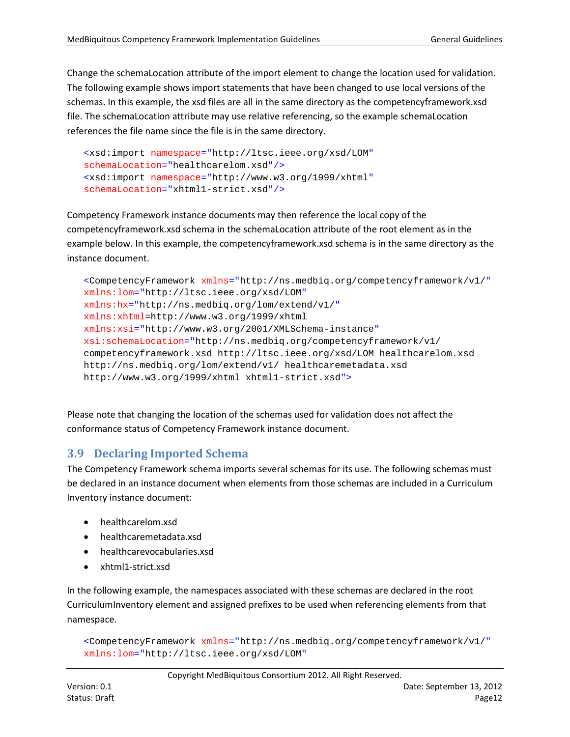Change the schemaLocation attribute of the import element to change the location used for validation. The following example shows import statements that have been changed to use local versions of the schemas. In this example, the xsd files are all in the same directory as the competencyframework.xsd file. The schemaLocation attribute may use relative referencing, so the example schemaLocation references the file name since the file is in the same directory.

```
<xsd:import namespace="http://ltsc.ieee.org/xsd/LOM"
schemaLocation="healthcarelom.xsd"/>
<xsd:import namespace="http://www.w3.org/1999/xhtml"
schemaLocation="xhtml1-strict.xsd"/>
```

Competency Framework instance documents may then reference the local copy of the competencyframework.xsd schema in the schemaLocation attribute of the root element as in the example below. In this example, the competencyframework.xsd schema is in the same directory as the instance document.

```
<CompetencyFramework xmlns="http://ns.medbiq.org/competencyframework/v1/"
xmlns:lom="http://ltsc.ieee.org/xsd/LOM"
xmlns:hx="http://ns.medbiq.org/lom/extend/v1/"
xmlns:xhtml=http://www.w3.org/1999/xhtml
xmlns:xsi="http://www.w3.org/2001/XMLSchema-instance"
xsi:schemaLocation="http://ns.medbiq.org/competencyframework/v1/
competencyframework.xsd http://ltsc.ieee.org/xsd/LOM healthcarelom.xsd
http://ns.medbiq.org/lom/extend/v1/ healthcaremetadata.xsd
http://www.w3.org/1999/xhtml xhtml1-strict.xsd">
```

Please note that changing the location of the schemas used for validation does not affect the conformance status of Competency Framework instance document.

## 3.9 Declaring Imported Schema

The Competency Framework schema imports several schemas for its use. The following schemas must be declared in an instance document when elements from those schemas are included in a Curriculum Inventory instance document:

- healthcarelom.xsd
- healthcaremetadata.xsd
- healthcarevocabularies.xsd
- xhtml1-strict.xsd

In the following example, the namespaces associated with these schemas are declared in the root CurriculumInventory element and assigned prefixes to be used when referencing elements from that namespace.

```
<CompetencyFramework xmlns="http://ns.medbiq.org/competencyframework/v1/"
xmlns:lom="http://ltsc.ieee.org/xsd/LOM"
```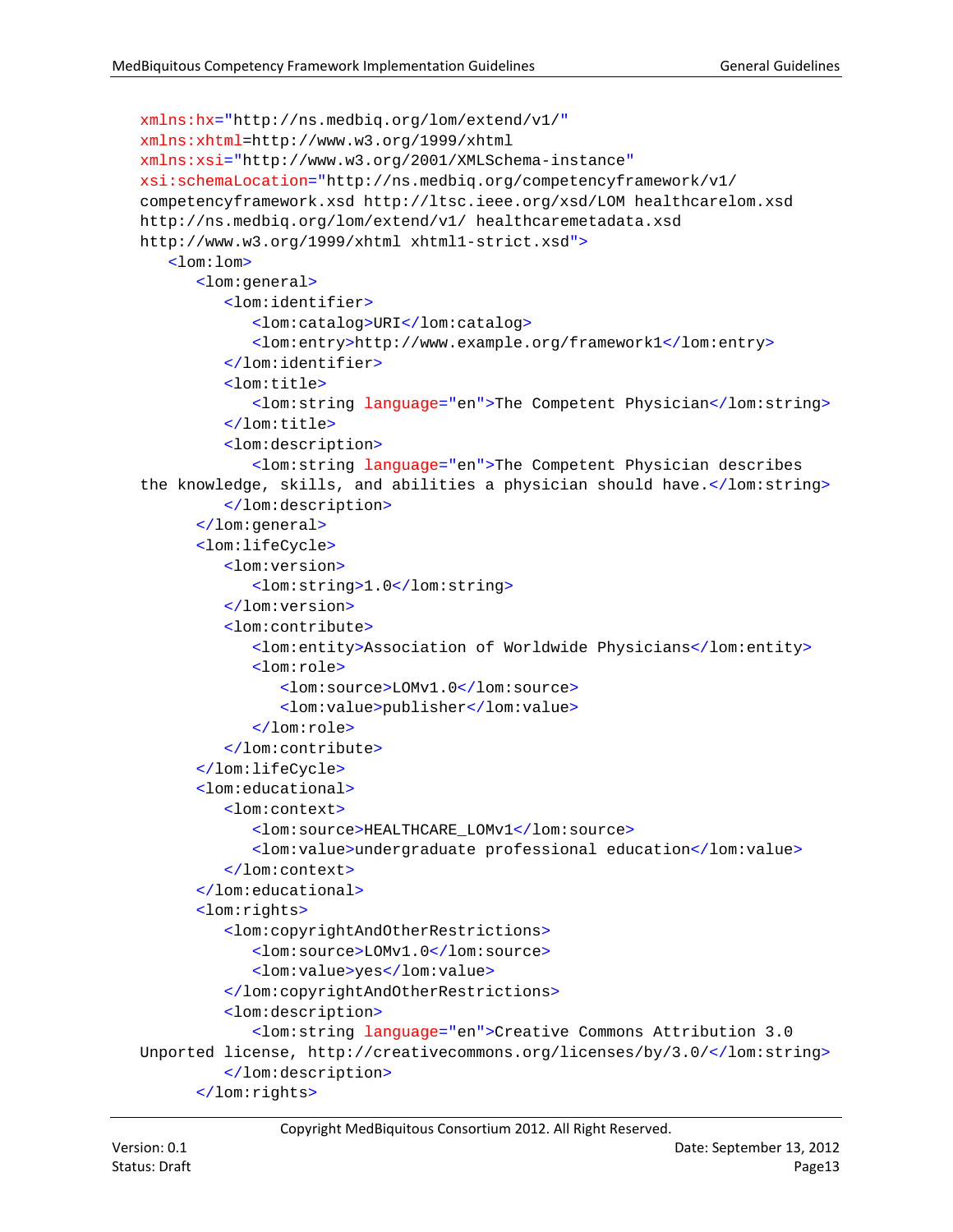```
   xmlns:hx="http://ns.medbiq.org/lom/extend/v1/"
   xmlns:xhtml=http://www.w3.org/1999/xhtml
   xmlns:xsi="http://www.w3.org/2001/XMLSchema-instance"
   xsi:schemaLocation="http://ns.medbiq.org/competencyframework/v1/
   competencyframework.xsd http://ltsc.ieee.org/xsd/LOM healthcarelom.xsd
   http://ns.medbiq.org/lom/extend/v1/ healthcaremetadata.xsd
   http://www.w3.org/1999/xhtml xhtml1-strict.xsd">
      <lom:lom>
         <lom:general>
            <lom:identifier>
               <lom:catalog>URI</lom:catalog>
               <lom:entry>http://www.example.org/framework1</lom:entry>
            </lom:identifier>
            <lom:title>
               <lom:string language="en">The Competent Physician</lom:string>
            </lom:title>
            <lom:description>
               <lom:string language="en">The Competent Physician describes
   the knowledge, skills, and abilities a physician should have.</lom:string>
            </lom:description>
         </lom:general>
         <lom:lifeCycle>
            <lom:version>
               <lom:string>1.0</lom:string>
            </lom:version>
            <lom:contribute>
               <lom:entity>Association of Worldwide Physicians</lom:entity>
               <lom:role>
                  <lom:source>LOMv1.0</lom:source>
                  <lom:value>publisher</lom:value>
               </lom:role>
            </lom:contribute>
         </lom:lifeCycle>
         <lom:educational>
            <lom:context>
               <lom:source>HEALTHCARE_LOMv1</lom:source>
               <lom:value>undergraduate professional education</lom:value>
            </lom:context>
         </lom:educational>
         <lom:rights>
            <lom:copyrightAndOtherRestrictions>
               <lom:source>LOMv1.0</lom:source>
               <lom:value>yes</lom:value>
            </lom:copyrightAndOtherRestrictions>
            <lom:description>
               <lom:string language="en">Creative Commons Attribution 3.0
   Unported license, http://creativecommons.org/licenses/by/3.0/</lom:string>
            </lom:description>
         </lom:rights>
```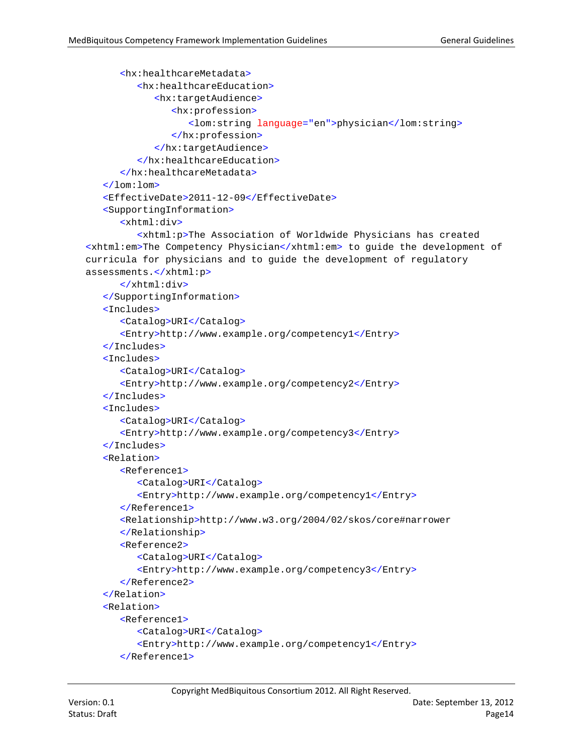```
      <hx:healthcareMetadata>
         <hx:healthcareEducation>
            <hx:targetAudience>
               <hx:profession>
                  <lom:string language="en">physician</lom:string>
               </hx:profession>
            </hx:targetAudience>
         </hx:healthcareEducation>
      </hx:healthcareMetadata>
   </lom:lom>
   <EffectiveDate>2011-12-09</EffectiveDate>
   <SupportingInformation>
      <xhtml:div>
         <xhtml:p>The Association of Worldwide Physicians has created
<xhtml:em>The Competency Physician</xhtml:em> to guide the development of
curricula for physicians and to guide the development of regulatory
assessments.</xhtml:p>
      </xhtml:div>
   </SupportingInformation>
   <Includes>
      <Catalog>URI</Catalog>
      <Entry>http://www.example.org/competency1</Entry>
   </Includes>
   <Includes>
      <Catalog>URI</Catalog>
      <Entry>http://www.example.org/competency2</Entry>
   </Includes>
   <Includes>
      <Catalog>URI</Catalog>
      <Entry>http://www.example.org/competency3</Entry>
   </Includes>
   <Relation>
      <Reference1>
         <Catalog>URI</Catalog>
         <Entry>http://www.example.org/competency1</Entry>
      </Reference1>
      <Relationship>http://www.w3.org/2004/02/skos/core#narrower
      </Relationship>
      <Reference2>
         <Catalog>URI</Catalog>
         <Entry>http://www.example.org/competency3</Entry>
      </Reference2>
   </Relation>
   <Relation>
      <Reference1>
         <Catalog>URI</Catalog>
         <Entry>http://www.example.org/competency1</Entry>
      </Reference1>
```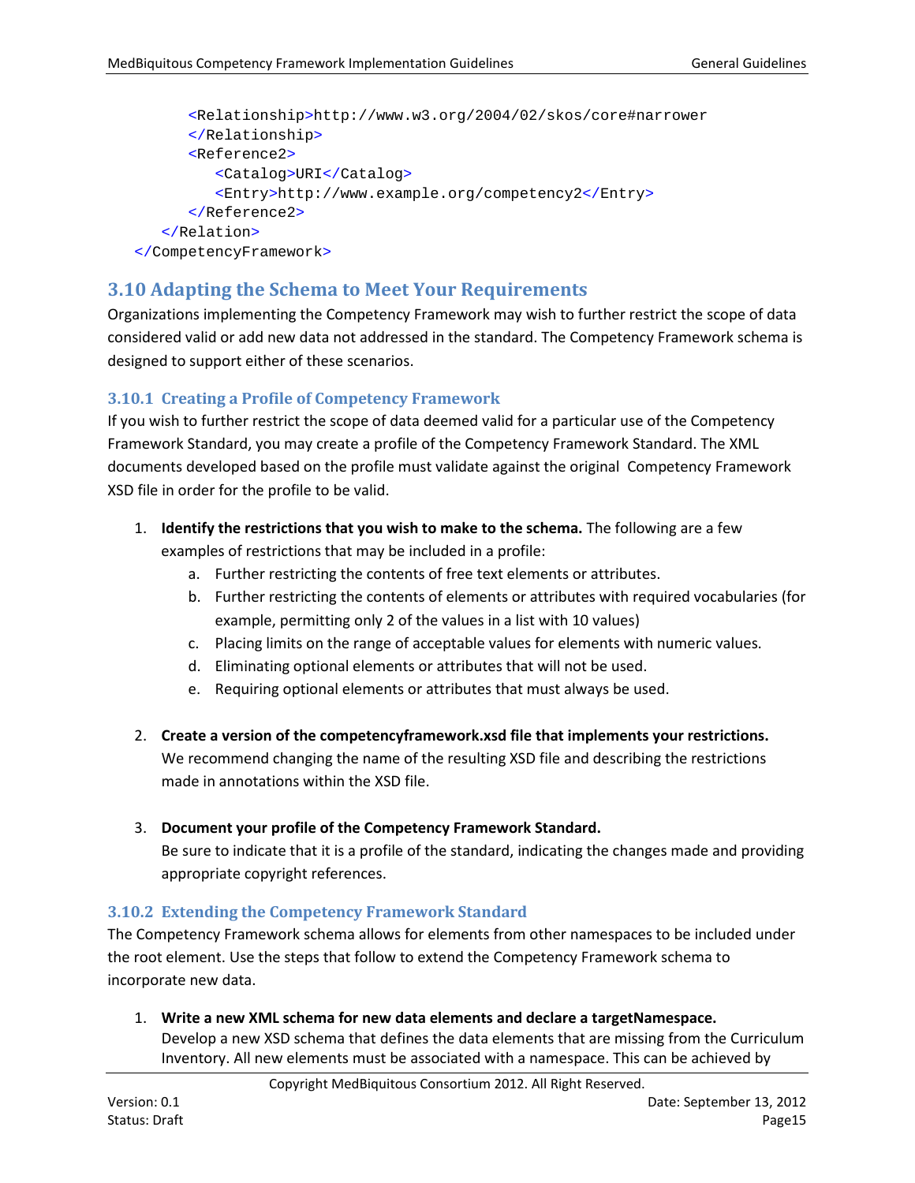```
      <Relationship>http://www.w3.org/2004/02/skos/core#narrower
      </Relationship>
      <Reference2>
         <Catalog>URI</Catalog>
         <Entry>http://www.example.org/competency2</Entry>
      </Reference2>
   </Relation>
</CompetencyFramework>
```

## 3.10 Adapting the Schema to Meet Your Requirements

Organizations implementing the Competency Framework may wish to further restrict the scope of data considered valid or add new data not addressed in the standard. The Competency Framework schema is designed to support either of these scenarios.

### 3.10.1 Creating a Profile of Competency Framework

If you wish to further restrict the scope of data deemed valid for a particular use of the Competency Framework Standard, you may create a profile of the Competency Framework Standard. The XML documents developed based on the profile must validate against the original Competency Framework XSD file in order for the profile to be valid.

1. **Identify the restrictions that you wish to make to the schema.** The following are a few examples of restrictions that may be included in a profile:
   a. Further restricting the contents of free text elements or attributes.
   b. Further restricting the contents of elements or attributes with required vocabularies (for example, permitting only 2 of the values in a list with 10 values)
   c. Placing limits on the range of acceptable values for elements with numeric values.
   d. Eliminating optional elements or attributes that will not be used.
   e. Requiring optional elements or attributes that must always be used.

2. **Create a version of the competencyframework.xsd file that implements your restrictions.** We recommend changing the name of the resulting XSD file and describing the restrictions made in annotations within the XSD file.

3. **Document your profile of the Competency Framework Standard.** Be sure to indicate that it is a profile of the standard, indicating the changes made and providing appropriate copyright references.

### 3.10.2 Extending the Competency Framework Standard

The Competency Framework schema allows for elements from other namespaces to be included under the root element. Use the steps that follow to extend the Competency Framework schema to incorporate new data.

1. **Write a new XML schema for new data elements and declare a targetNamespace.** Develop a new XSD schema that defines the data elements that are missing from the Curriculum Inventory. All new elements must be associated with a namespace. This can be achieved by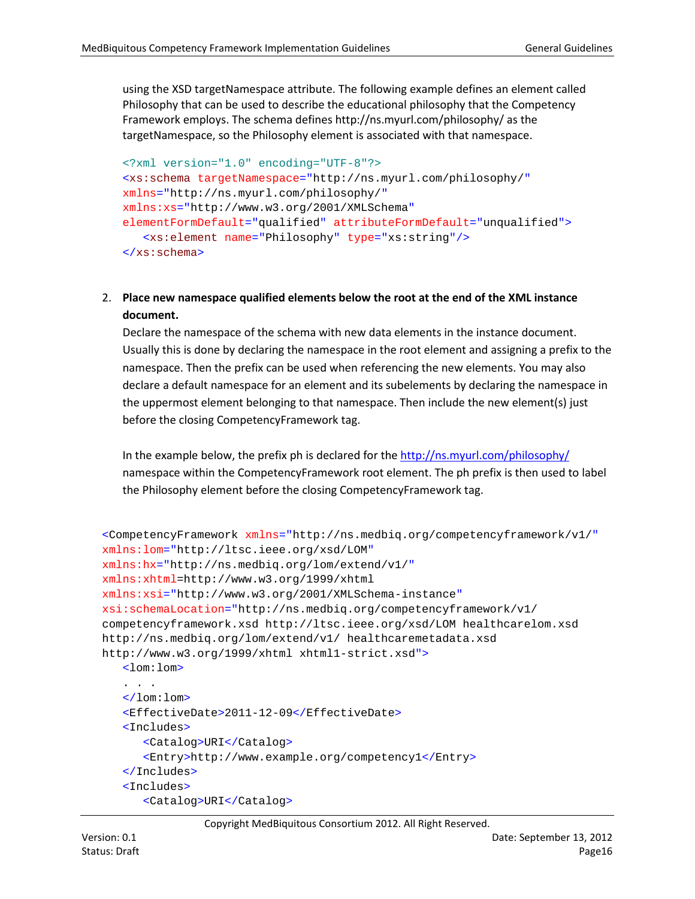using the XSD targetNamespace attribute. The following example defines an element called Philosophy that can be used to describe the educational philosophy that the Competency Framework employs. The schema defines http://ns.myurl.com/philosophy/ as the targetNamespace, so the Philosophy element is associated with that namespace.

```
<?xml version="1.0" encoding="UTF-8"?>
<xs:schema targetNamespace="http://ns.myurl.com/philosophy/"
xmlns="http://ns.myurl.com/philosophy/"
xmlns:xs="http://www.w3.org/2001/XMLSchema"
elementFormDefault="qualified" attributeFormDefault="unqualified">
   <xs:element name="Philosophy" type="xs:string"/>
</xs:schema>
```

2. **Place new namespace qualified elements below the root at the end of the XML instance document.**
   Declare the namespace of the schema with new data elements in the instance document. Usually this is done by declaring the namespace in the root element and assigning a prefix to the namespace. Then the prefix can be used when referencing the new elements. You may also declare a default namespace for an element and its subelements by declaring the namespace in the uppermost element belonging to that namespace. Then include the new element(s) just before the closing CompetencyFramework tag.

   In the example below, the prefix ph is declared for the http://ns.myurl.com/philosophy/ namespace within the CompetencyFramework root element. The ph prefix is then used to label the Philosophy element before the closing CompetencyFramework tag.

```
<CompetencyFramework xmlns="http://ns.medbiq.org/competencyframework/v1/"
xmlns:lom="http://ltsc.ieee.org/xsd/LOM"
xmlns:hx="http://ns.medbiq.org/lom/extend/v1/"
xmlns:xhtml=http://www.w3.org/1999/xhtml
xmlns:xsi="http://www.w3.org/2001/XMLSchema-instance"
xsi:schemaLocation="http://ns.medbiq.org/competencyframework/v1/
competencyframework.xsd http://ltsc.ieee.org/xsd/LOM healthcarelom.xsd
http://ns.medbiq.org/lom/extend/v1/ healthcaremetadata.xsd
http://www.w3.org/1999/xhtml xhtml1-strict.xsd">
   <lom:lom>
   . . .
   </lom:lom>
   <EffectiveDate>2011-12-09</EffectiveDate>
   <Includes>
      <Catalog>URI</Catalog>
      <Entry>http://www.example.org/competency1</Entry>
   </Includes>
   <Includes>
      <Catalog>URI</Catalog>
```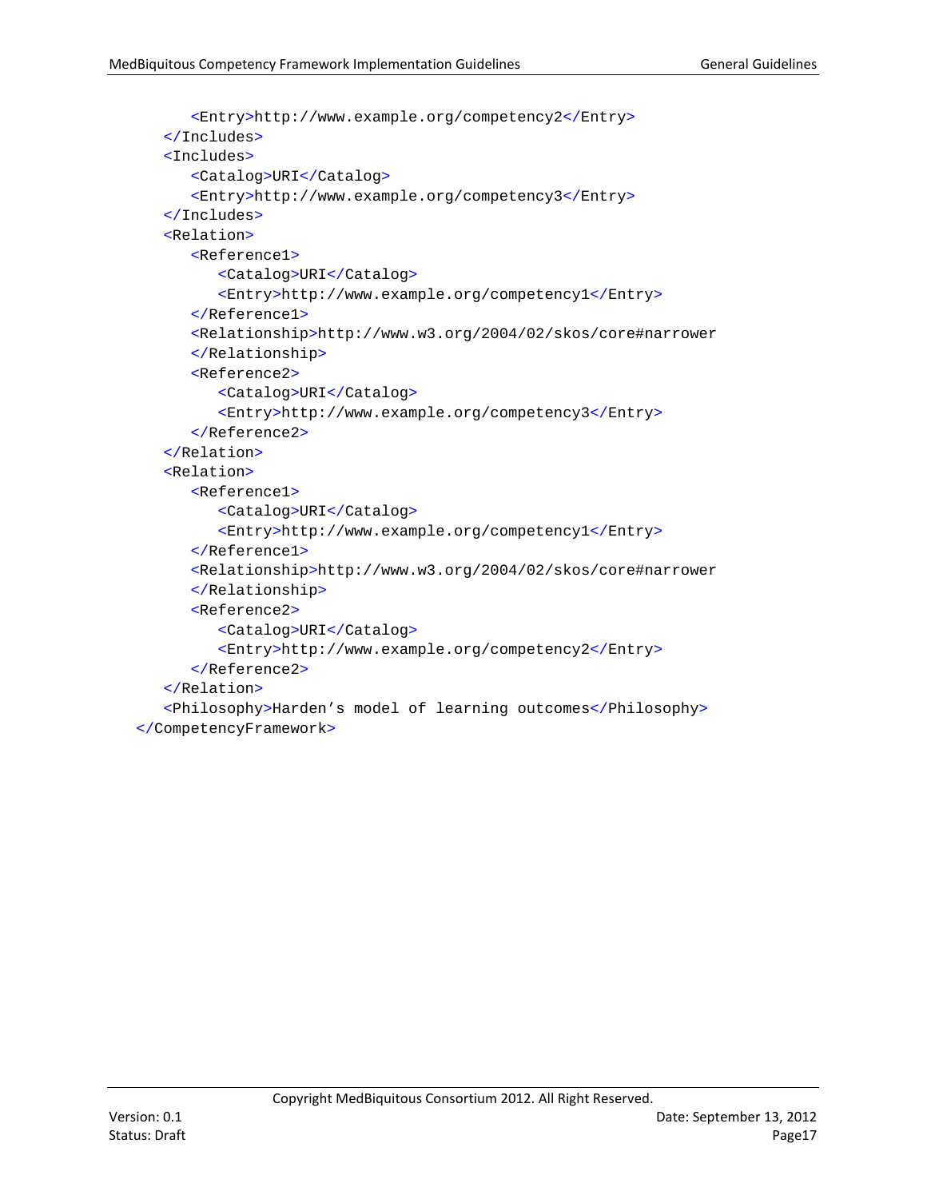```
      <Entry>http://www.example.org/competency2</Entry>
    </Includes>
    <Includes>
      <Catalog>URI</Catalog>
      <Entry>http://www.example.org/competency3</Entry>
    </Includes>
    <Relation>
      <Reference1>
        <Catalog>URI</Catalog>
        <Entry>http://www.example.org/competency1</Entry>
      </Reference1>
      <Relationship>http://www.w3.org/2004/02/skos/core#narrower
      </Relationship>
      <Reference2>
        <Catalog>URI</Catalog>
        <Entry>http://www.example.org/competency3</Entry>
      </Reference2>
    </Relation>
    <Relation>
      <Reference1>
        <Catalog>URI</Catalog>
        <Entry>http://www.example.org/competency1</Entry>
      </Reference1>
      <Relationship>http://www.w3.org/2004/02/skos/core#narrower
      </Relationship>
      <Reference2>
        <Catalog>URI</Catalog>
        <Entry>http://www.example.org/competency2</Entry>
      </Reference2>
    </Relation>
    <Philosophy>Harden's model of learning outcomes</Philosophy>
  </CompetencyFramework>
```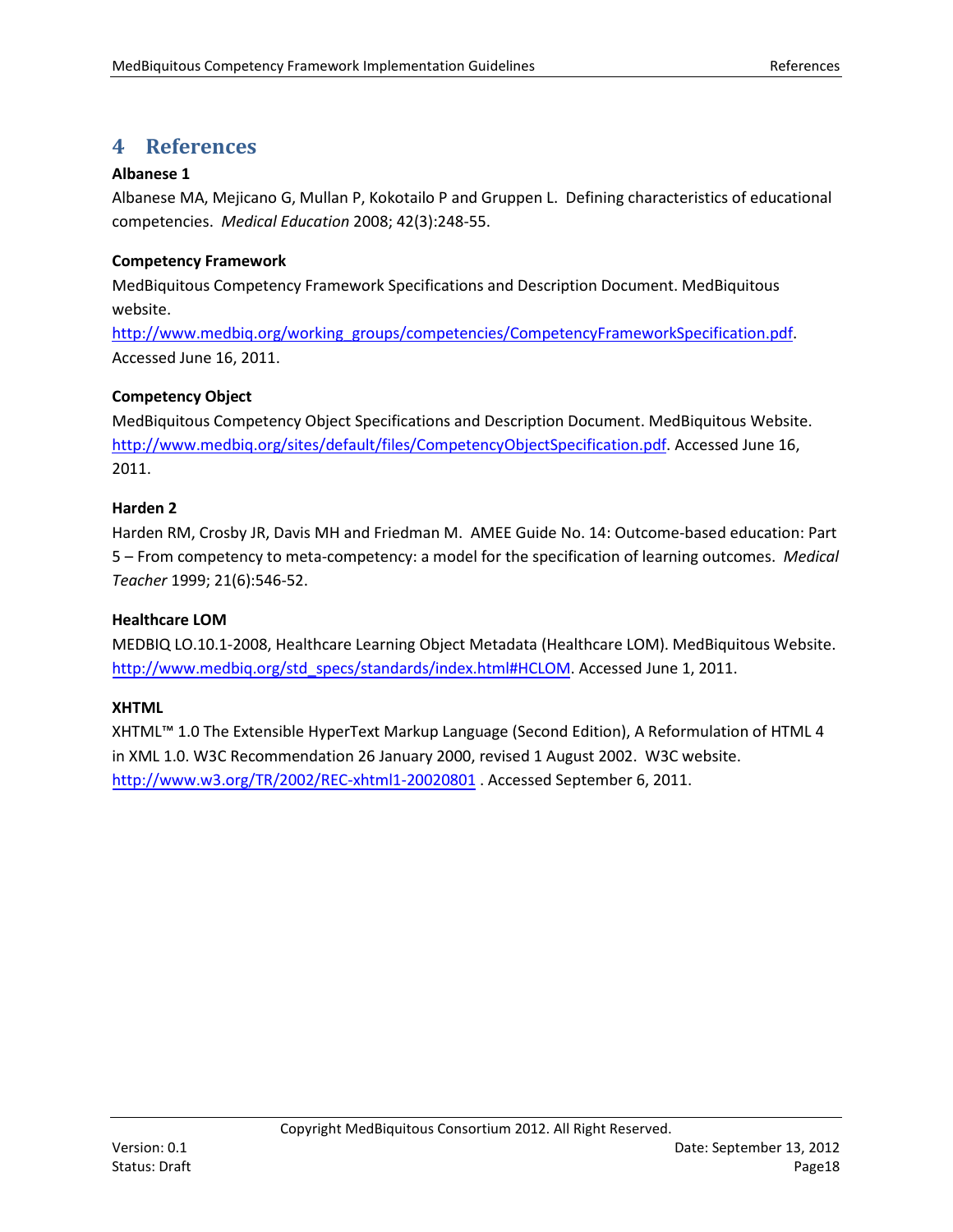# 4 References

**Albanese 1**

Albanese MA, Mejicano G, Mullan P, Kokotailo P and Gruppen L. Defining characteristics of educational competencies. *Medical Education* 2008; 42(3):248-55.

**Competency Framework**

MedBiquitous Competency Framework Specifications and Description Document. MedBiquitous website. http://www.medbiq.org/working_groups/competencies/CompetencyFrameworkSpecification.pdf. Accessed June 16, 2011.

**Competency Object**

MedBiquitous Competency Object Specifications and Description Document. MedBiquitous Website. http://www.medbiq.org/sites/default/files/CompetencyObjectSpecification.pdf. Accessed June 16, 2011.

**Harden 2**

Harden RM, Crosby JR, Davis MH and Friedman M. AMEE Guide No. 14: Outcome-based education: Part 5 – From competency to meta-competency: a model for the specification of learning outcomes. *Medical Teacher* 1999; 21(6):546-52.

**Healthcare LOM**

MEDBIQ LO.10.1-2008, Healthcare Learning Object Metadata (Healthcare LOM). MedBiquitous Website. http://www.medbiq.org/std_specs/standards/index.html#HCLOM. Accessed June 1, 2011.

**XHTML**

XHTML™ 1.0 The Extensible HyperText Markup Language (Second Edition), A Reformulation of HTML 4 in XML 1.0. W3C Recommendation 26 January 2000, revised 1 August 2002. W3C website. http://www.w3.org/TR/2002/REC-xhtml1-20020801 . Accessed September 6, 2011.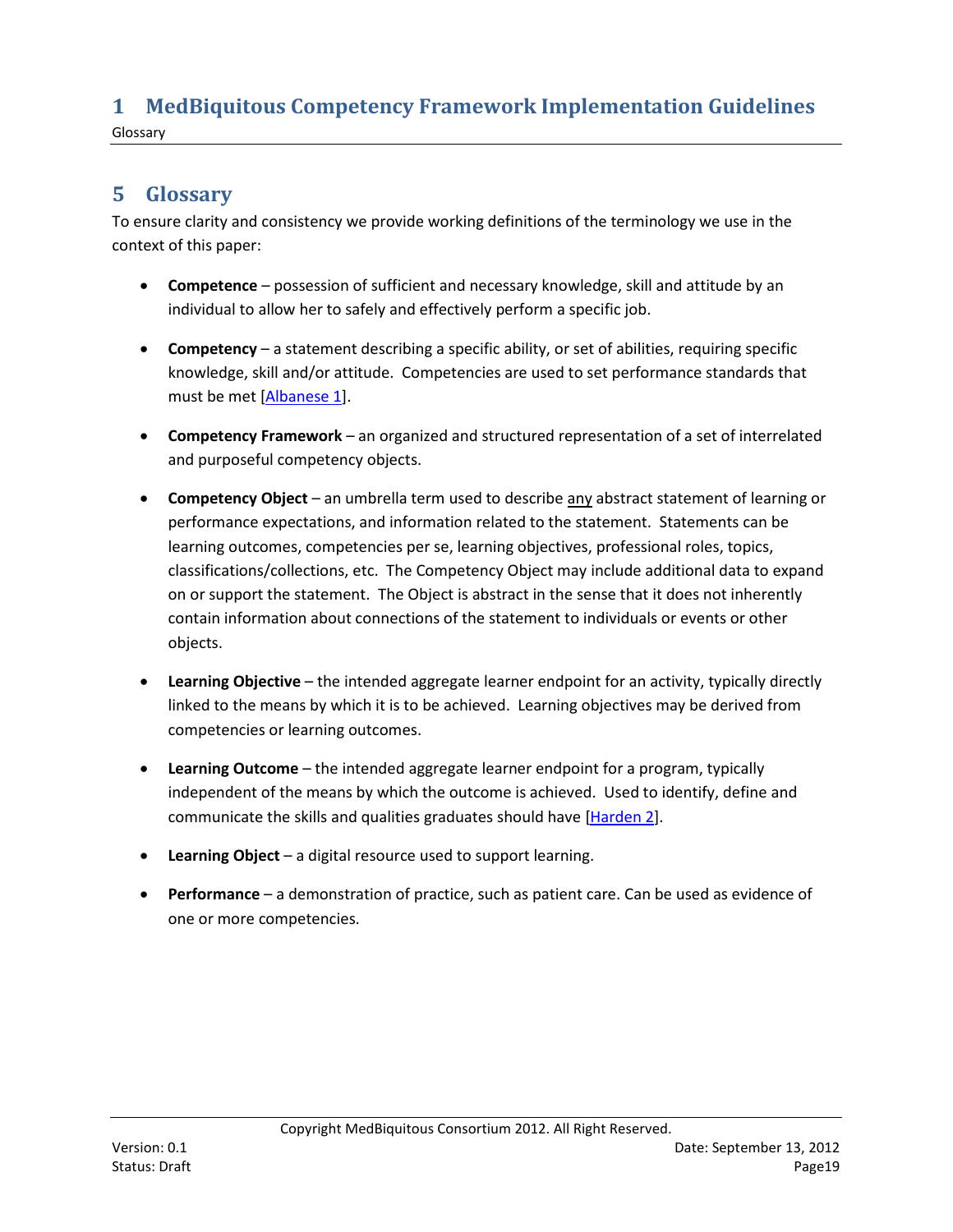# 5 Glossary

To ensure clarity and consistency we provide working definitions of the terminology we use in the context of this paper:

- **Competence** – possession of sufficient and necessary knowledge, skill and attitude by an individual to allow her to safely and effectively perform a specific job.
- **Competency** – a statement describing a specific ability, or set of abilities, requiring specific knowledge, skill and/or attitude. Competencies are used to set performance standards that must be met [Albanese 1].
- **Competency Framework** – an organized and structured representation of a set of interrelated and purposeful competency objects.
- **Competency Object** – an umbrella term used to describe any abstract statement of learning or performance expectations, and information related to the statement. Statements can be learning outcomes, competencies per se, learning objectives, professional roles, topics, classifications/collections, etc. The Competency Object may include additional data to expand on or support the statement. The Object is abstract in the sense that it does not inherently contain information about connections of the statement to individuals or events or other objects.
- **Learning Objective** – the intended aggregate learner endpoint for an activity, typically directly linked to the means by which it is to be achieved. Learning objectives may be derived from competencies or learning outcomes.
- **Learning Outcome** – the intended aggregate learner endpoint for a program, typically independent of the means by which the outcome is achieved. Used to identify, define and communicate the skills and qualities graduates should have [Harden 2].
- **Learning Object** – a digital resource used to support learning.
- **Performance** – a demonstration of practice, such as patient care. Can be used as evidence of one or more competencies.